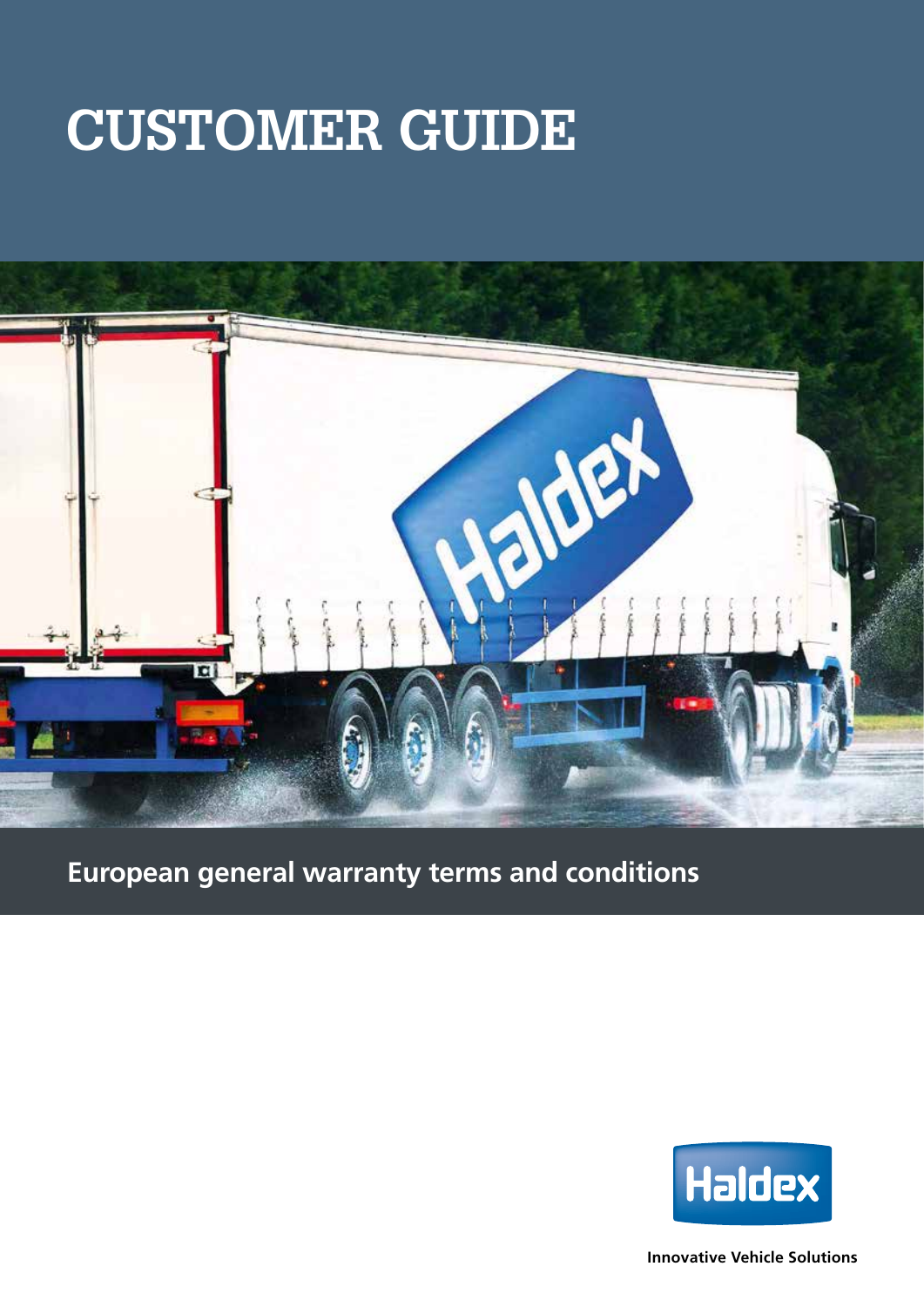# CUSTOMER GUIDE

## European general warranty terms and conditions

Innovative Vehicle Solutions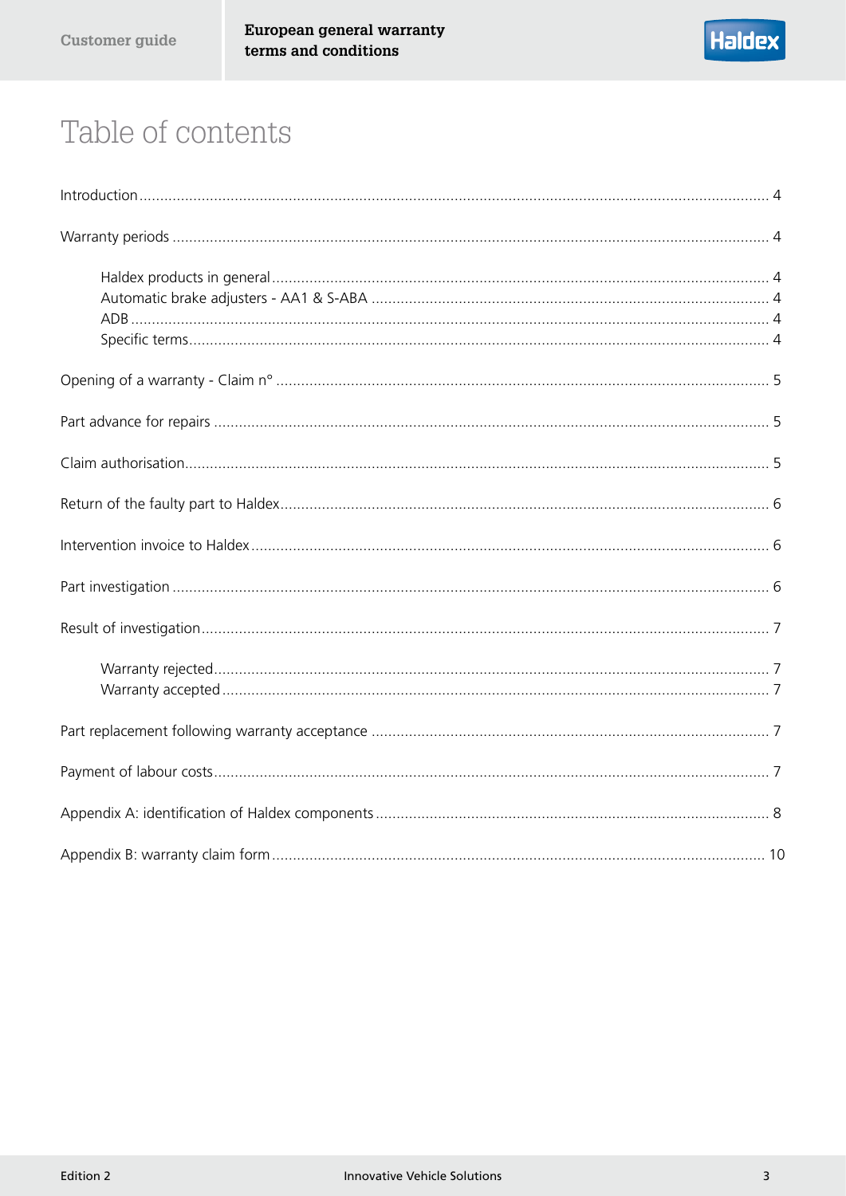# Table of contents

Introduction ..... 4

Warranty periods ..... 4

- Haldex products in general ..... 4
- Automatic brake adjusters - AA1 & S-ABA ..... 4
- ADB ..... 4
- Specific terms ..... 4

Opening of a warranty - Claim n° ..... 5

Part advance for repairs ..... 5

Claim authorisation ..... 5

Return of the faulty part to Haldex ..... 6

Intervention invoice to Haldex ..... 6

Part investigation ..... 6

Result of investigation ..... 7

- Warranty rejected ..... 7
- Warranty accepted ..... 7

Part replacement following warranty acceptance ..... 7

Payment of labour costs ..... 7

Appendix A: identification of Haldex components ..... 8

Appendix B: warranty claim form ..... 10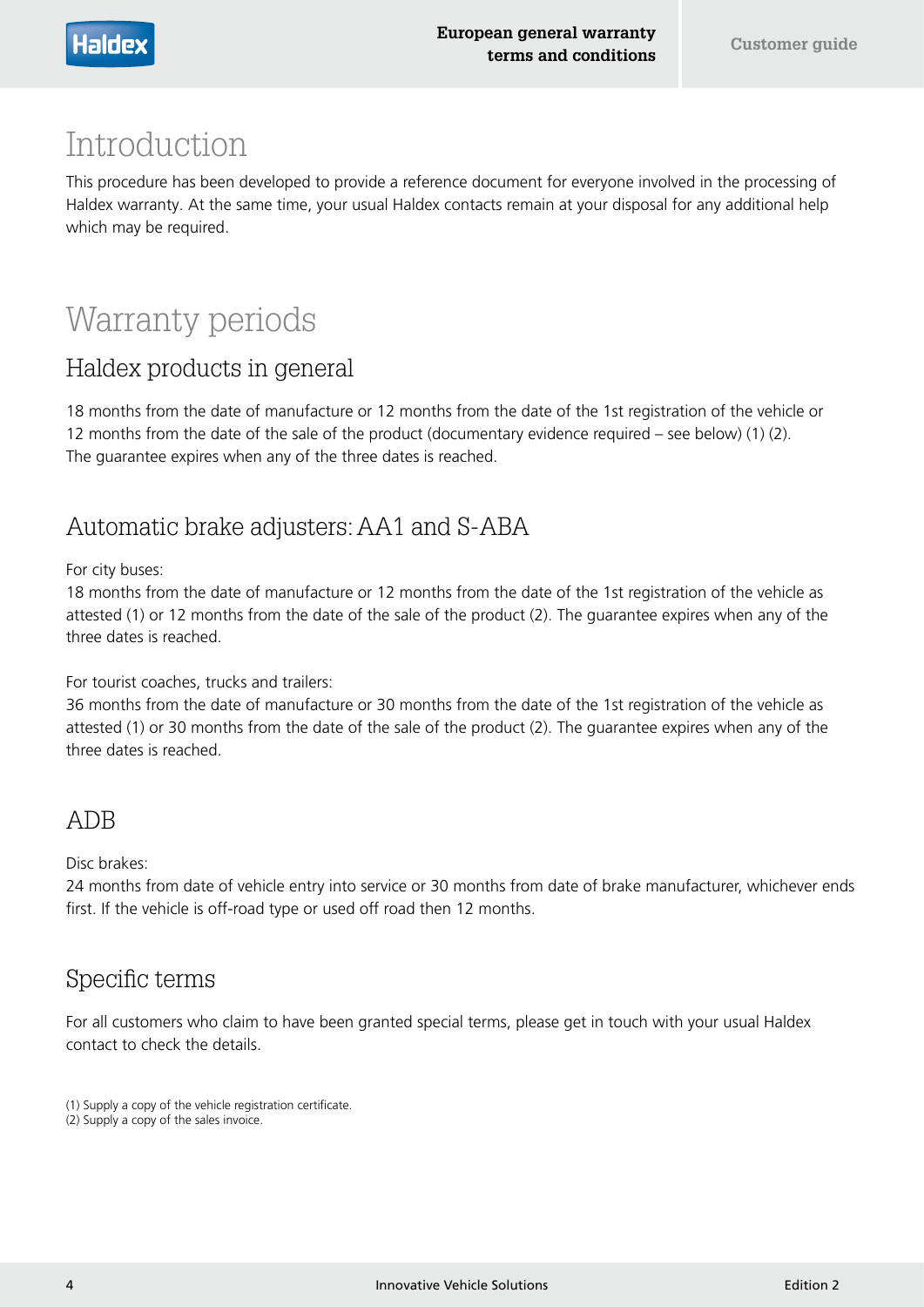# Introduction

This procedure has been developed to provide a reference document for everyone involved in the processing of Haldex warranty. At the same time, your usual Haldex contacts remain at your disposal for any additional help which may be required.

# Warranty periods

## Haldex products in general

18 months from the date of manufacture or 12 months from the date of the 1st registration of the vehicle or 12 months from the date of the sale of the product (documentary evidence required – see below) (1) (2). The guarantee expires when any of the three dates is reached.

## Automatic brake adjusters: AA1 and S-ABA

For city buses:
18 months from the date of manufacture or 12 months from the date of the 1st registration of the vehicle as attested (1) or 12 months from the date of the sale of the product (2). The guarantee expires when any of the three dates is reached.

For tourist coaches, trucks and trailers:
36 months from the date of manufacture or 30 months from the date of the 1st registration of the vehicle as attested (1) or 30 months from the date of the sale of the product (2). The guarantee expires when any of the three dates is reached.

## ADB

Disc brakes:
24 months from date of vehicle entry into service or 30 months from date of brake manufacturer, whichever ends first. If the vehicle is off-road type or used off road then 12 months.

## Specific terms

For all customers who claim to have been granted special terms, please get in touch with your usual Haldex contact to check the details.

(1) Supply a copy of the vehicle registration certificate.
(2) Supply a copy of the sales invoice.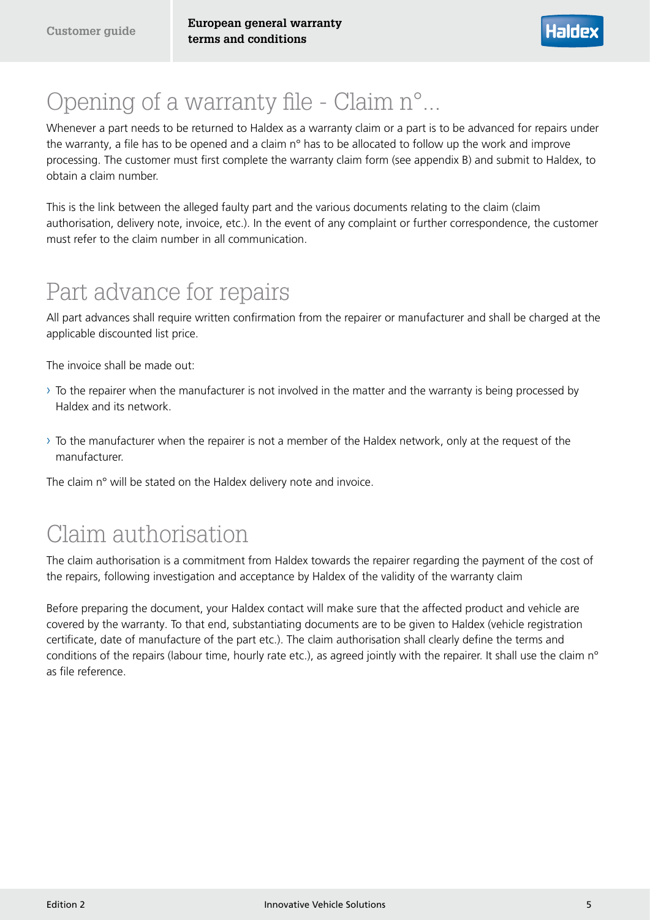## Opening of a warranty file - Claim n°...

Whenever a part needs to be returned to Haldex as a warranty claim or a part is to be advanced for repairs under the warranty, a file has to be opened and a claim n° has to be allocated to follow up the work and improve processing. The customer must first complete the warranty claim form (see appendix B) and submit to Haldex, to obtain a claim number.

This is the link between the alleged faulty part and the various documents relating to the claim (claim authorisation, delivery note, invoice, etc.). In the event of any complaint or further correspondence, the customer must refer to the claim number in all communication.

## Part advance for repairs

All part advances shall require written confirmation from the repairer or manufacturer and shall be charged at the applicable discounted list price.

The invoice shall be made out:

- To the repairer when the manufacturer is not involved in the matter and the warranty is being processed by Haldex and its network.
- To the manufacturer when the repairer is not a member of the Haldex network, only at the request of the manufacturer.

The claim n° will be stated on the Haldex delivery note and invoice.

## Claim authorisation

The claim authorisation is a commitment from Haldex towards the repairer regarding the payment of the cost of the repairs, following investigation and acceptance by Haldex of the validity of the warranty claim

Before preparing the document, your Haldex contact will make sure that the affected product and vehicle are covered by the warranty. To that end, substantiating documents are to be given to Haldex (vehicle registration certificate, date of manufacture of the part etc.). The claim authorisation shall clearly define the terms and conditions of the repairs (labour time, hourly rate etc.), as agreed jointly with the repairer. It shall use the claim n° as file reference.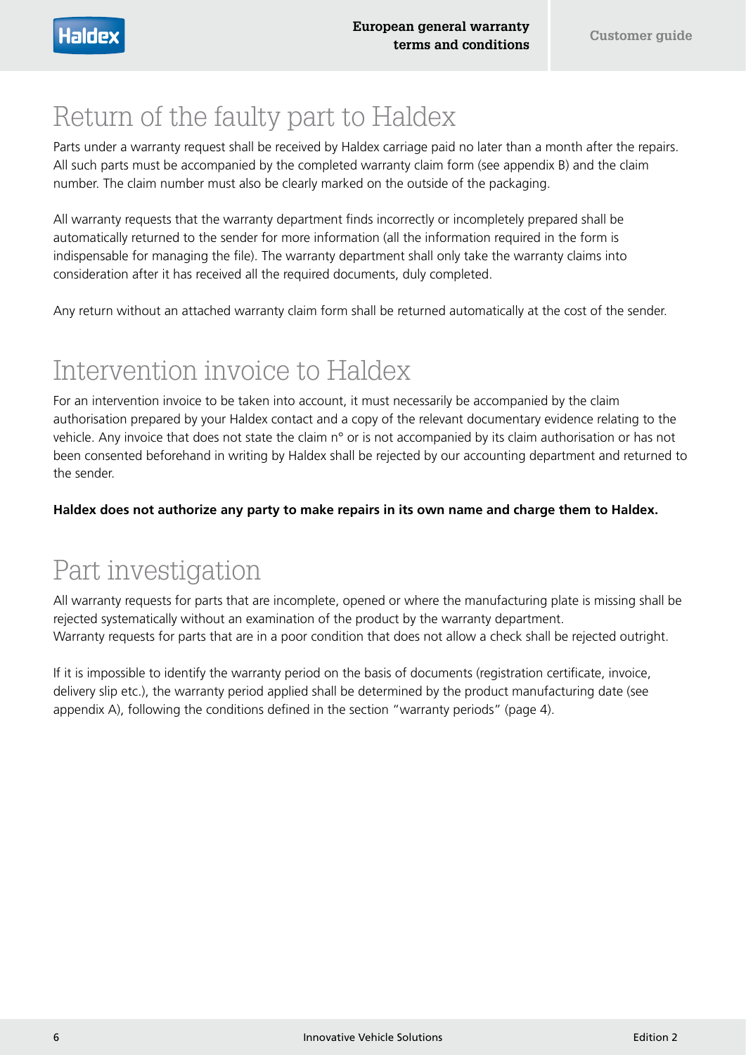# Return of the faulty part to Haldex

Parts under a warranty request shall be received by Haldex carriage paid no later than a month after the repairs. All such parts must be accompanied by the completed warranty claim form (see appendix B) and the claim number. The claim number must also be clearly marked on the outside of the packaging.

All warranty requests that the warranty department finds incorrectly or incompletely prepared shall be automatically returned to the sender for more information (all the information required in the form is indispensable for managing the file). The warranty department shall only take the warranty claims into consideration after it has received all the required documents, duly completed.

Any return without an attached warranty claim form shall be returned automatically at the cost of the sender.

# Intervention invoice to Haldex

For an intervention invoice to be taken into account, it must necessarily be accompanied by the claim authorisation prepared by your Haldex contact and a copy of the relevant documentary evidence relating to the vehicle. Any invoice that does not state the claim n° or is not accompanied by its claim authorisation or has not been consented beforehand in writing by Haldex shall be rejected by our accounting department and returned to the sender.

**Haldex does not authorize any party to make repairs in its own name and charge them to Haldex.**

# Part investigation

All warranty requests for parts that are incomplete, opened or where the manufacturing plate is missing shall be rejected systematically without an examination of the product by the warranty department.
Warranty requests for parts that are in a poor condition that does not allow a check shall be rejected outright.

If it is impossible to identify the warranty period on the basis of documents (registration certificate, invoice, delivery slip etc.), the warranty period applied shall be determined by the product manufacturing date (see appendix A), following the conditions defined in the section "warranty periods" (page 4).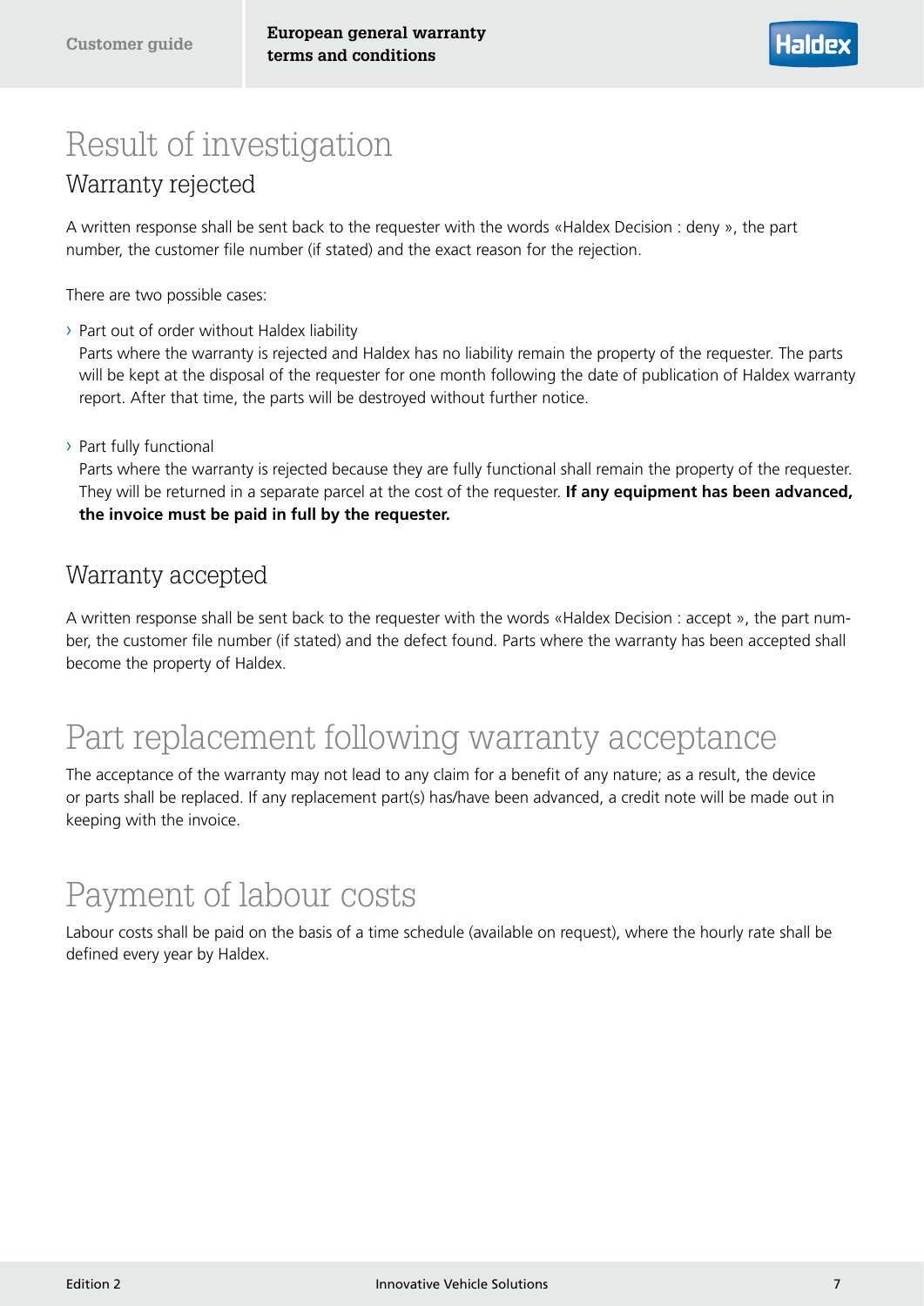# Result of investigation

## Warranty rejected

A written response shall be sent back to the requester with the words «Haldex Decision : deny », the part number, the customer file number (if stated) and the exact reason for the rejection.

There are two possible cases:

- Part out of order without Haldex liability
  Parts where the warranty is rejected and Haldex has no liability remain the property of the requester. The parts will be kept at the disposal of the requester for one month following the date of publication of Haldex warranty report. After that time, the parts will be destroyed without further notice.

- Part fully functional
  Parts where the warranty is rejected because they are fully functional shall remain the property of the requester. They will be returned in a separate parcel at the cost of the requester. **If any equipment has been advanced, the invoice must be paid in full by the requester.**

## Warranty accepted

A written response shall be sent back to the requester with the words «Haldex Decision : accept », the part number, the customer file number (if stated) and the defect found. Parts where the warranty has been accepted shall become the property of Haldex.

# Part replacement following warranty acceptance

The acceptance of the warranty may not lead to any claim for a benefit of any nature; as a result, the device or parts shall be replaced. If any replacement part(s) has/have been advanced, a credit note will be made out in keeping with the invoice.

# Payment of labour costs

Labour costs shall be paid on the basis of a time schedule (available on request), where the hourly rate shall be defined every year by Haldex.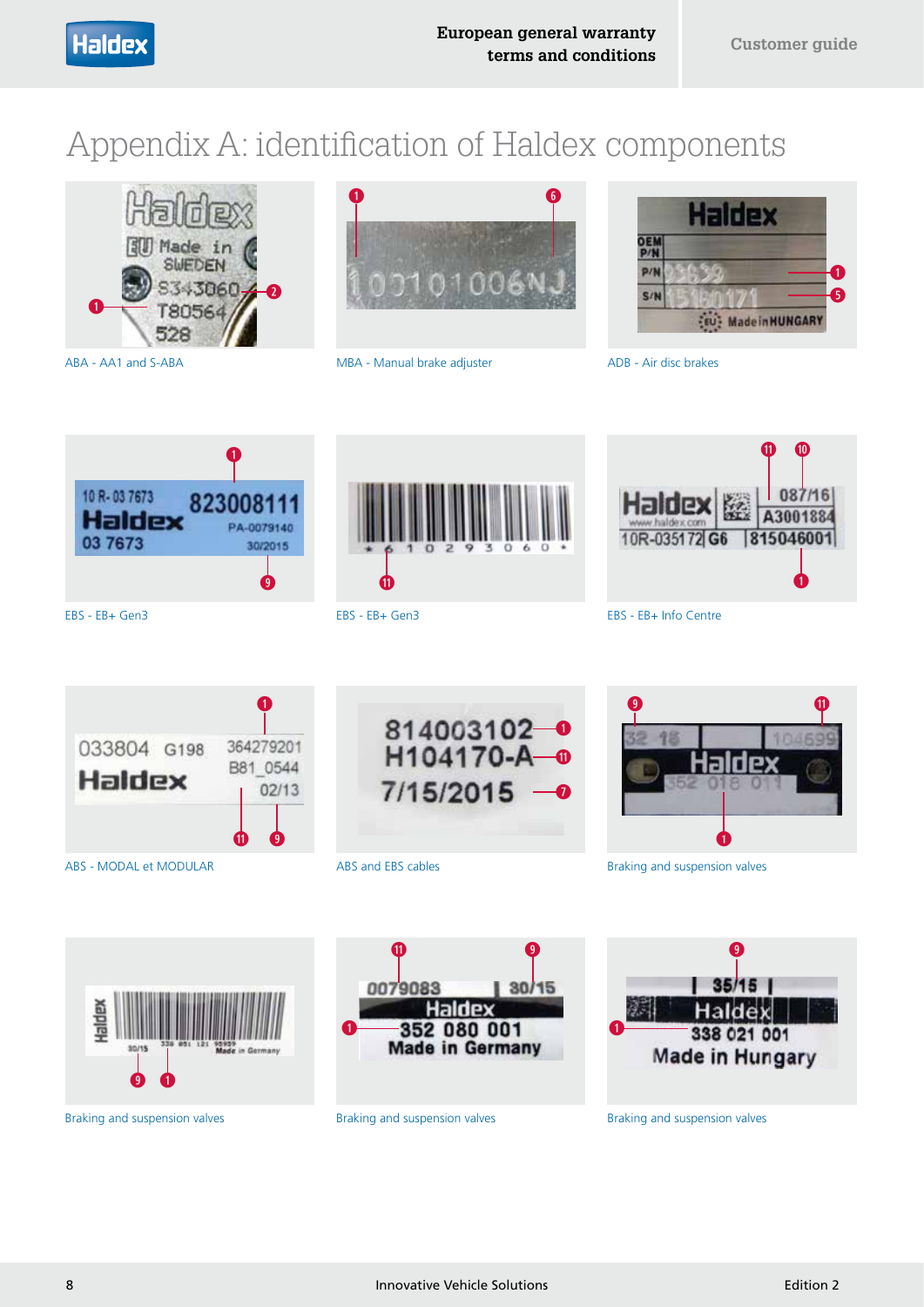# Appendix A: identification of Haldex components

ABA - AA1 and S-ABA

MBA - Manual brake adjuster

ADB - Air disc brakes

EBS - EB+ Gen3

EBS - EB+ Gen3

EBS - EB+ Info Centre

ABS - MODAL et MODULAR

ABS and EBS cables

Braking and suspension valves

Braking and suspension valves

Braking and suspension valves

Braking and suspension valves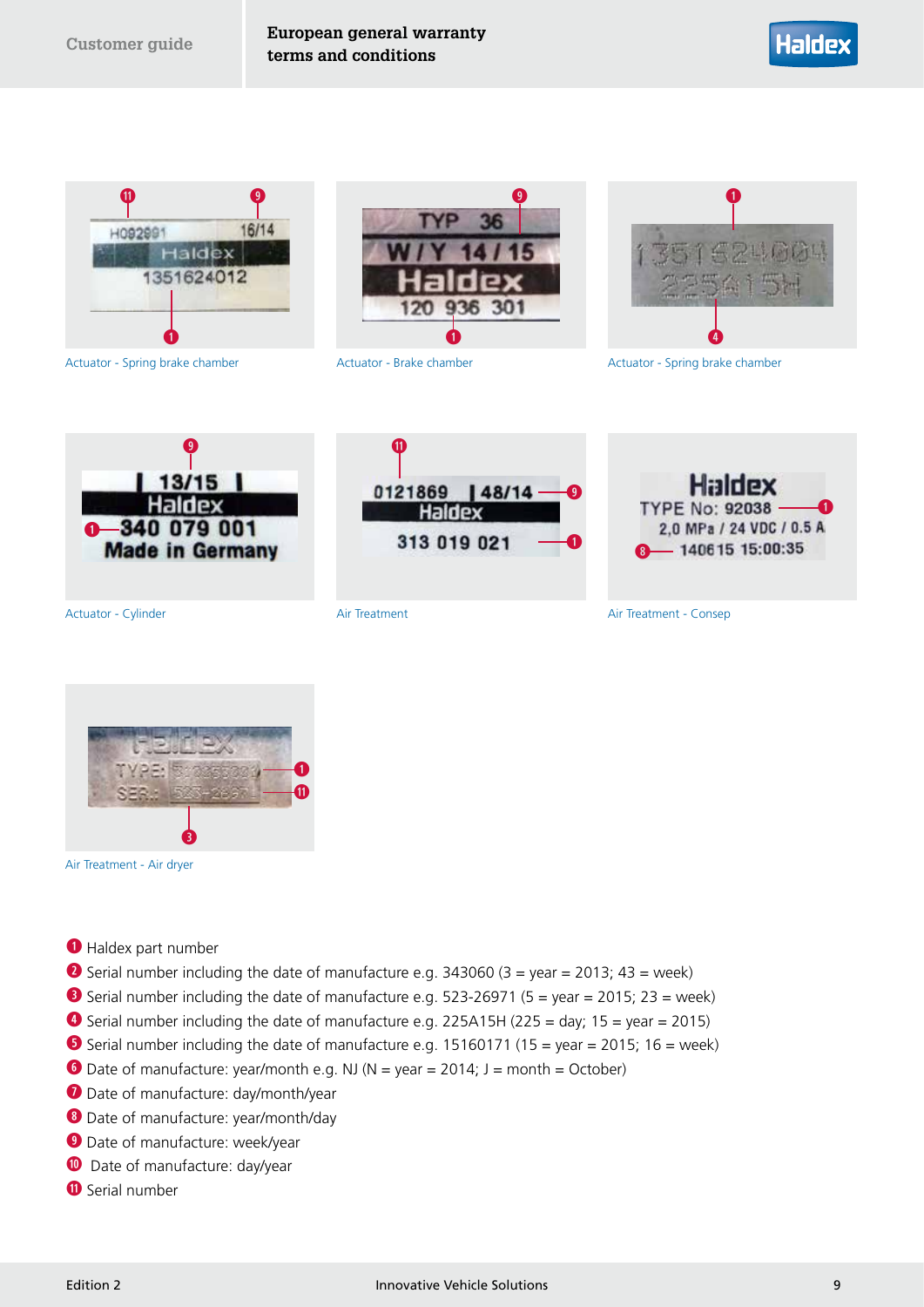Actuator - Spring brake chamber

Actuator - Brake chamber

Actuator - Spring brake chamber

Actuator - Cylinder

Air Treatment

Air Treatment - Consep

Air Treatment - Air dryer

1. Haldex part number
2. Serial number including the date of manufacture e.g. 343060 (3 = year = 2013; 43 = week)
3. Serial number including the date of manufacture e.g. 523-26971 (5 = year = 2015; 23 = week)
4. Serial number including the date of manufacture e.g. 225A15H (225 = day; 15 = year = 2015)
5. Serial number including the date of manufacture e.g. 15160171 (15 = year = 2015; 16 = week)
6. Date of manufacture: year/month e.g. NJ (N = year = 2014; J = month = October)
7. Date of manufacture: day/month/year
8. Date of manufacture: year/month/day
9. Date of manufacture: week/year
10. Date of manufacture: day/year
11. Serial number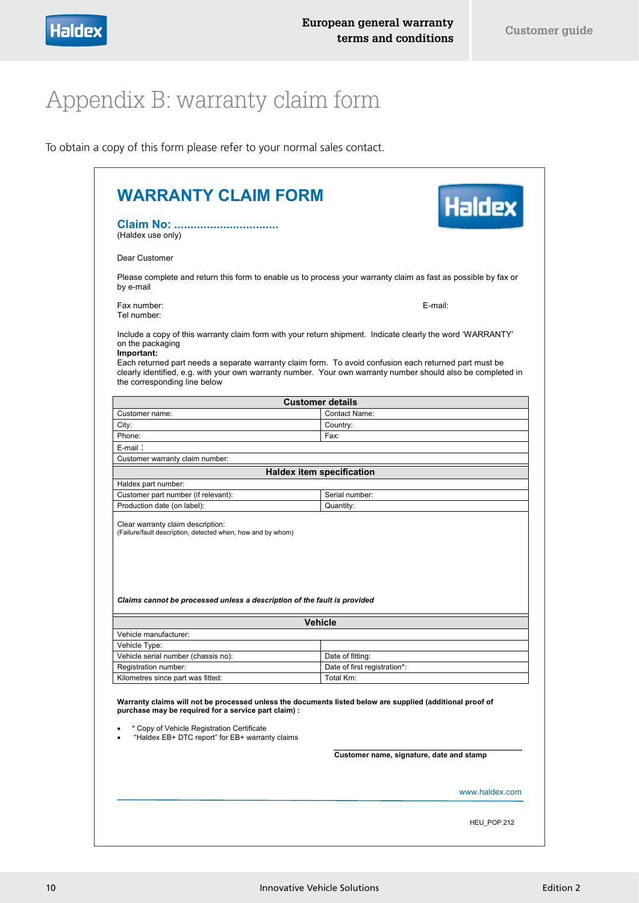# Appendix B: warranty claim form

To obtain a copy of this form please refer to your normal sales contact.

## WARRANTY CLAIM FORM

**Claim No: ................................**
(Haldex use only)

Dear Customer

Please complete and return this form to enable us to process your warranty claim as fast as possible by fax or by e-mail

Fax number: E-mail:
Tel number:

Include a copy of this warranty claim form with your return shipment. Indicate clearly the word 'WARRANTY' on the packaging

**Important:**
Each returned part needs a separate warranty claim form. To avoid confusion each returned part must be clearly identified, e.g. with your own warranty number. Your own warranty number should also be completed in the corresponding line below

| **Customer details** | |
|---|---|
| Customer name: | Contact Name: |
| City: | Country: |
| Phone: | Fax: |
| E-mail： | |
| Customer warranty claim number: | |

| **Haldex item specification** | |
|---|---|
| Haldex part number: | |
| Customer part number (if relevant): | Serial number: |
| Production date (on label): | Quantity: |
| Clear warranty claim description:<br>(Failure/fault description, detected when, how and by whom)<br><br>***Claims cannot be processed unless a description of the fault is provided*** | |

| **Vehicle** | |
|---|---|
| Vehicle manufacturer: | |
| Vehicle Type: | |
| Vehicle serial number (chassis no): | Date of fitting: |
| Registration number: | Date of first registration*: |
| Kilometres since part was fitted: | Total Km: |

**Warranty claims will not be processed unless the documents listed below are supplied (additional proof of purchase may be required for a service part claim) :**

- * Copy of Vehicle Registration Certificate
- "Haldex EB+ DTC report" for EB+ warranty claims

**Customer name, signature, date and stamp**

www.haldex.com

HEU_POP.212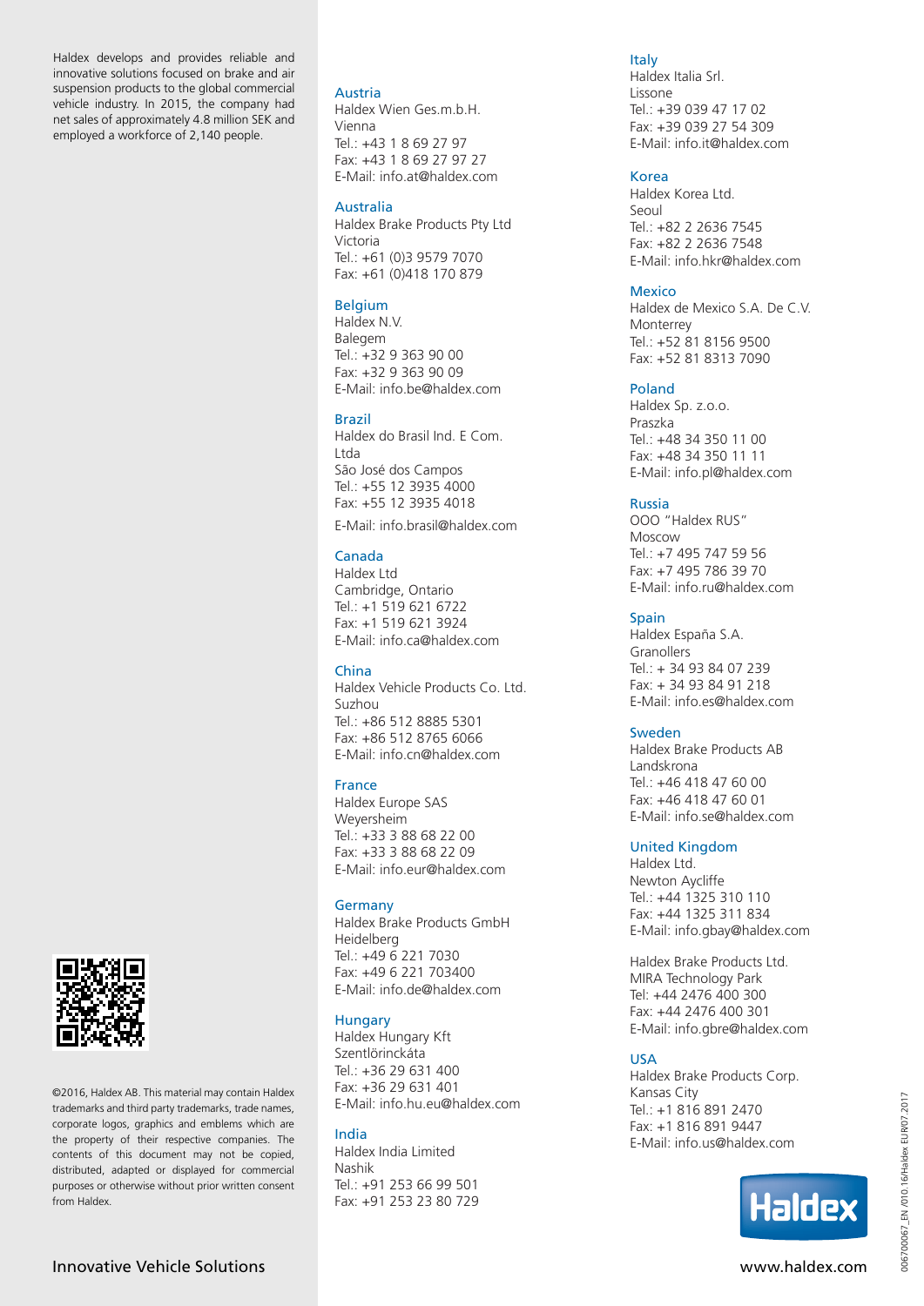Haldex develops and provides reliable and innovative solutions focused on brake and air suspension products to the global commercial vehicle industry. In 2015, the company had net sales of approximately 4.8 million SEK and employed a workforce of 2,140 people.

©2016, Haldex AB. This material may contain Haldex trademarks and third party trademarks, trade names, corporate logos, graphics and emblems which are the property of their respective companies. The contents of this document may not be copied, distributed, adapted or displayed for commercial purposes or otherwise without prior written consent from Haldex.

Innovative Vehicle Solutions

**Austria**
Haldex Wien Ges.m.b.H.
Vienna
Tel.: +43 1 8 69 27 97
Fax: +43 1 8 69 27 97 27
E-Mail: info.at@haldex.com

**Australia**
Haldex Brake Products Pty Ltd
Victoria
Tel.: +61 (0)3 9579 7070
Fax: +61 (0)418 170 879

**Belgium**
Haldex N.V.
Balegem
Tel.: +32 9 363 90 00
Fax: +32 9 363 90 09
E-Mail: info.be@haldex.com

**Brazil**
Haldex do Brasil Ind. E Com. Ltda
São José dos Campos
Tel.: +55 12 3935 4000
Fax: +55 12 3935 4018
E-Mail: info.brasil@haldex.com

**Canada**
Haldex Ltd
Cambridge, Ontario
Tel.: +1 519 621 6722
Fax: +1 519 621 3924
E-Mail: info.ca@haldex.com

**China**
Haldex Vehicle Products Co. Ltd.
Suzhou
Tel.: +86 512 8885 5301
Fax: +86 512 8765 6066
E-Mail: info.cn@haldex.com

**France**
Haldex Europe SAS
Weyersheim
Tel.: +33 3 88 68 22 00
Fax: +33 3 88 68 22 09
E-Mail: info.eur@haldex.com

**Germany**
Haldex Brake Products GmbH
Heidelberg
Tel.: +49 6 221 7030
Fax: +49 6 221 703400
E-Mail: info.de@haldex.com

**Hungary**
Haldex Hungary Kft
Szentlörinckáta
Tel.: +36 29 631 400
Fax: +36 29 631 401
E-Mail: info.hu.eu@haldex.com

**India**
Haldex India Limited
Nashik
Tel.: +91 253 66 99 501
Fax: +91 253 23 80 729

**Italy**
Haldex Italia Srl.
Lissone
Tel.: +39 039 47 17 02
Fax: +39 039 27 54 309
E-Mail: info.it@haldex.com

**Korea**
Haldex Korea Ltd.
Seoul
Tel.: +82 2 2636 7545
Fax: +82 2 2636 7548
E-Mail: info.hkr@haldex.com

**Mexico**
Haldex de Mexico S.A. De C.V.
Monterrey
Tel.: +52 81 8156 9500
Fax: +52 81 8313 7090

**Poland**
Haldex Sp. z.o.o.
Praszka
Tel.: +48 34 350 11 00
Fax: +48 34 350 11 11
E-Mail: info.pl@haldex.com

**Russia**
OOO "Haldex RUS"
Moscow
Tel.: +7 495 747 59 56
Fax: +7 495 786 39 70
E-Mail: info.ru@haldex.com

**Spain**
Haldex España S.A.
Granollers
Tel.: + 34 93 84 07 239
Fax: + 34 93 84 91 218
E-Mail: info.es@haldex.com

**Sweden**
Haldex Brake Products AB
Landskrona
Tel.: +46 418 47 60 00
Fax: +46 418 47 60 01
E-Mail: info.se@haldex.com

**United Kingdom**
Haldex Ltd.
Newton Aycliffe
Tel.: +44 1325 310 110
Fax: +44 1325 311 834
E-Mail: info.gbay@haldex.com

Haldex Brake Products Ltd.
MIRA Technology Park
Tel: +44 2476 400 300
Fax: +44 2476 400 301
E-Mail: info.gbre@haldex.com

**USA**
Haldex Brake Products Corp.
Kansas City
Tel.: +1 816 891 2470
Fax: +1 816 891 9447
E-Mail: info.us@haldex.com

www.haldex.com

006700067_EN /010.16/Haldex EUR/07.2017